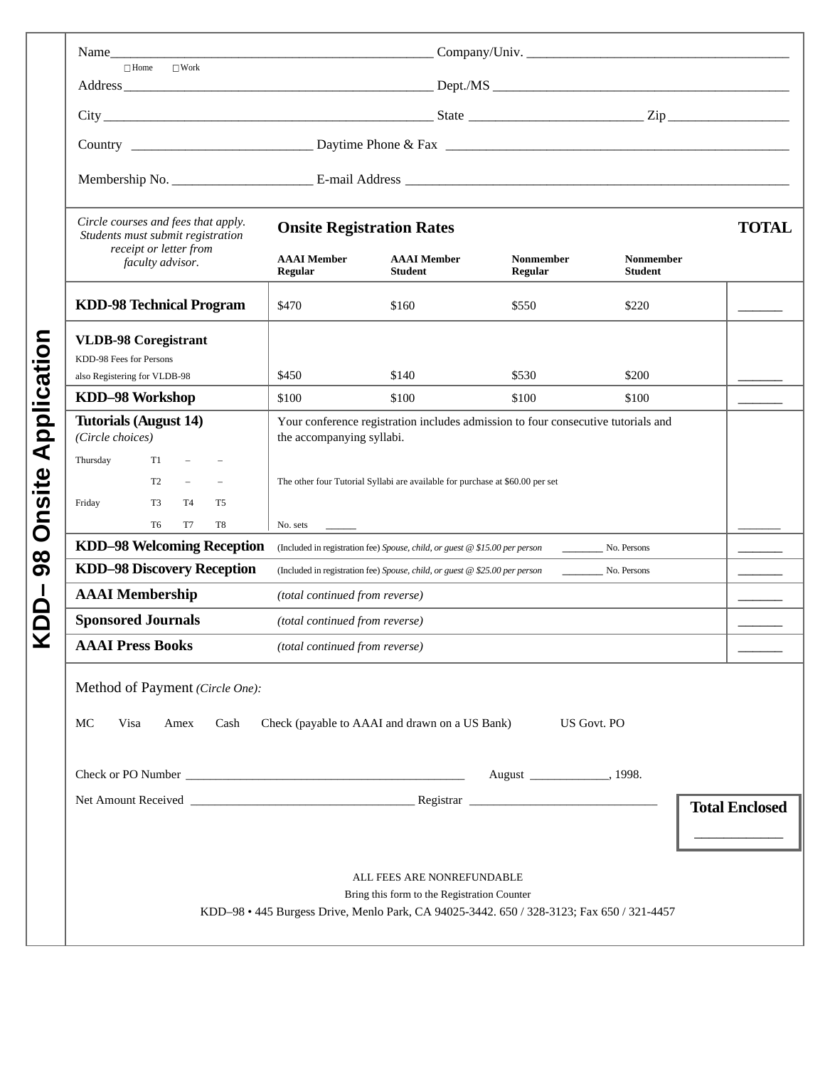# KDD– 98 Onsite Application

Name_______________________________________________ Company/Univ. ______________________________________

☐Home ☐Work

Address_____________________________________________ Dept./MS __________________________________________

City _______________________________________________ State _________________________ Zip ________________

Country __________________________ Daytime Phone & Fax ___________________________________________________

Membership No. ____________________ E-mail Address ________________________________________________________

| *Circle courses and fees that apply. Students must submit registration receipt or letter from faculty advisor.* | **Onsite Registration Rates** | | | | **TOTAL** |
|---|---|---|---|---|---|
| | **AAAI Member Regular** | **AAAI Member Student** | **Nonmember Regular** | **Nonmember Student** | |
| **KDD-98 Technical Program** | $470 | $160 | $550 | $220 | _______ |
| **VLDB-98 Coregistrant** KDD-98 Fees for Persons also Registering for VLDB-98 | $450 | $140 | $530 | $200 | _______ |
| **KDD–98 Workshop** | $100 | $100 | $100 | $100 | _______ |
| **Tutorials (August 14)** *(Circle choices)* Thursday T1 – – / T2 – – ; Friday T3 T4 T5 / T6 T7 T8 | Your conference registration includes admission to four consecutive tutorials and the accompanying syllabi. The other four Tutorial Syllabi are available for purchase at $60.00 per set. No. sets ______ | | | | _______ |
| **KDD–98 Welcoming Reception** | (Included in registration fee) *Spouse, child, or guest @ $15.00 per person* ________ No. Persons | | | | _______ |
| **KDD–98 Discovery Reception** | (Included in registration fee) *Spouse, child, or guest @ $25.00 per person* ________ No. Persons | | | | _______ |
| **AAAI Membership** | *(total continued from reverse)* | | | | _______ |
| **Sponsored Journals** | *(total continued from reverse)* | | | | _______ |
| **AAAI Press Books** | *(total continued from reverse)* | | | | _______ |

Method of Payment *(Circle One):*

MC Visa Amex Cash Check (payable to AAAI and drawn on a US Bank) US Govt. PO

Check or PO Number ____________________________________________ August _____________, 1998.

Net Amount Received ___________________________________ Registrar ______________________________

**Total Enclosed** _____________

ALL FEES ARE NONREFUNDABLE

Bring this form to the Registration Counter

KDD–98 • 445 Burgess Drive, Menlo Park, CA 94025-3442. 650 / 328-3123; Fax 650 / 321-4457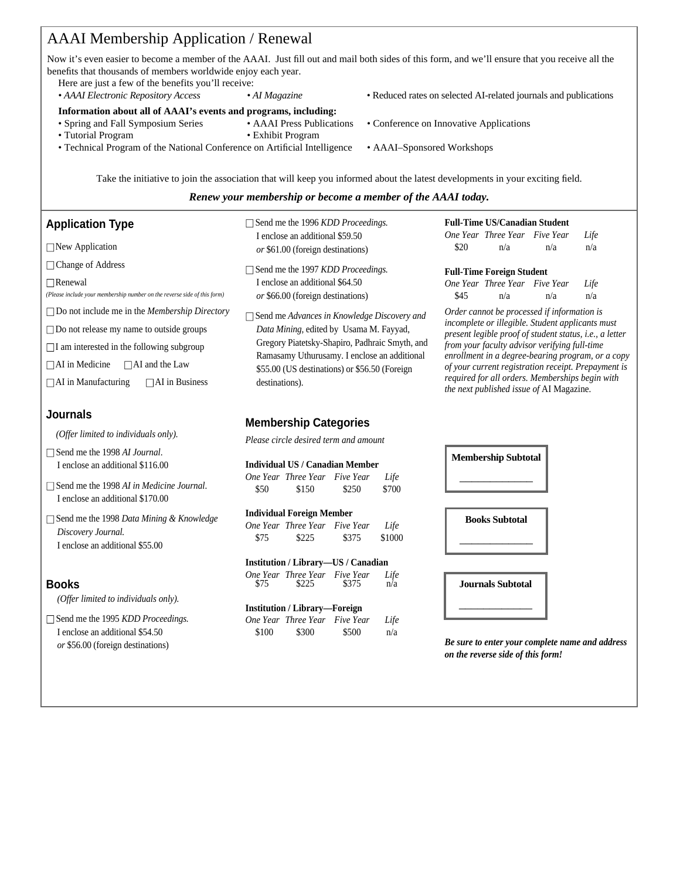# AAAI Membership Application / Renewal

Now it's even easier to become a member of the AAAI. Just fill out and mail both sides of this form, and we'll ensure that you receive all the benefits that thousands of members worldwide enjoy each year.

Here are just a few of the benefits you'll receive:

- *AAAI Electronic Repository Access*
- *AI Magazine*
- Reduced rates on selected AI-related journals and publications

**Information about all of AAAI's events and programs, including:**

- Spring and Fall Symposium Series
- AAAI Press Publications
- Conference on Innovative Applications
- Tutorial Program
- Exhibit Program
- Technical Program of the National Conference on Artificial Intelligence
- AAAI–Sponsored Workshops

Take the initiative to join the association that will keep you informed about the latest developments in your exciting field.

***Renew your membership or become a member of the AAAI today.***

## Application Type

☐ New Application

☐ Change of Address

☐ Renewal
*(Please include your membership number on the reverse side of this form)*

☐ Do not include me in the *Membership Directory*

☐ Do not release my name to outside groups

☐ I am interested in the following subgroup

☐ AI in Medicine ☐ AI and the Law

☐ AI in Manufacturing ☐ AI in Business

## Journals

*(Offer limited to individuals only).*

☐ Send me the 1998 *AI Journal*.
I enclose an additional $116.00

☐ Send me the 1998 *AI in Medicine Journal*.
I enclose an additional $170.00

☐ Send me the 1998 *Data Mining & Knowledge Discovery Journal.*
I enclose an additional $55.00

## Books

*(Offer limited to individuals only).*

☐ Send me the 1995 *KDD Proceedings.*
I enclose an additional $54.50
*or* $56.00 (foreign destinations)

☐ Send me the 1996 *KDD Proceedings.*
I enclose an additional $59.50
*or* $61.00 (foreign destinations)

☐ Send me the 1997 *KDD Proceedings.*
I enclose an additional $64.50
*or* $66.00 (foreign destinations)

☐ Send me *Advances in Knowledge Discovery and Data Mining*, edited by Usama M. Fayyad, Gregory Piatetsky-Shapiro, Padhraic Smyth, and Ramasamy Uthurusamy. I enclose an additional $55.00 (US destinations) or $56.50 (Foreign destinations).

## Membership Categories

*Please circle desired term and amount*

**Individual US / Canadian Member**

| *One Year* | *Three Year* | *Five Year* | *Life* |
|---|---|---|---|
| $50 | $150 | $250 | $700 |

**Individual Foreign Member**

| *One Year* | *Three Year* | *Five Year* | *Life* |
|---|---|---|---|
| $75 | $225 | $375 | $1000 |

**Institution / Library—US / Canadian**

| *One Year* | *Three Year* | *Five Year* | *Life* |
|---|---|---|---|
| $75 | $225 | $375 | n/a |

**Institution / Library—Foreign**

| *One Year* | *Three Year* | *Five Year* | *Life* |
|---|---|---|---|
| $100 | $300 | $500 | n/a |

**Full-Time US/Canadian Student**

| *One Year* | *Three Year* | *Five Year* | *Life* |
|---|---|---|---|
| $20 | n/a | n/a | n/a |

**Full-Time Foreign Student**

| *One Year* | *Three Year* | *Five Year* | *Life* |
|---|---|---|---|
| $45 | n/a | n/a | n/a |

*Order cannot be processed if information is incomplete or illegible. Student applicants must present legible proof of student status, i.e., a letter from your faculty advisor verifying full-time enrollment in a degree-bearing program, or a copy of your current registration receipt. Prepayment is required for all orders. Memberships begin with the next published issue of* AI Magazine.

**Membership Subtotal**
_______________

**Books Subtotal**
_______________

**Journals Subtotal**
_______________

***Be sure to enter your complete name and address on the reverse side of this form!***